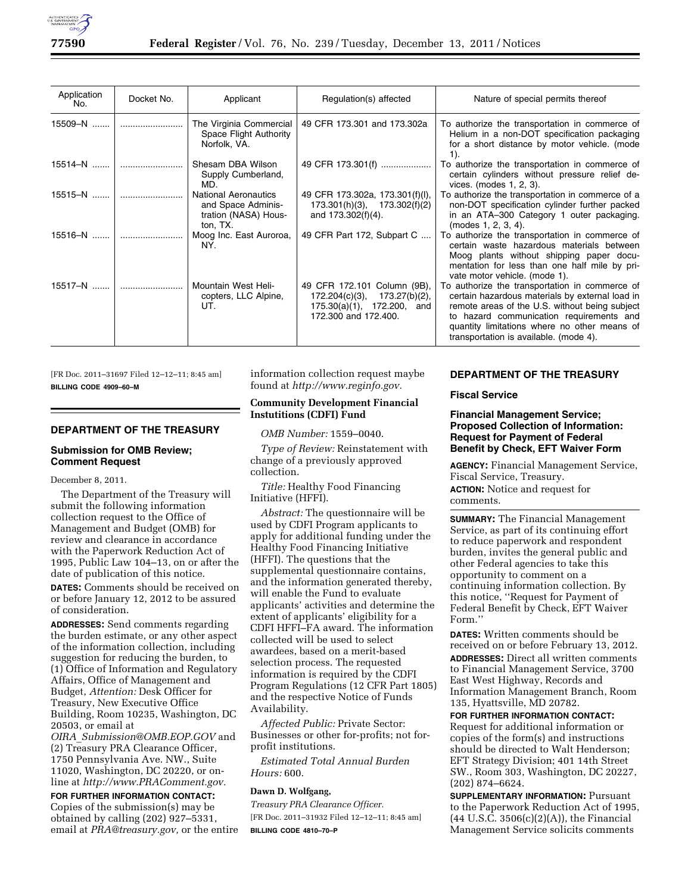| Application No. | Docket No. | Applicant | Regulation(s) affected | Nature of special permits thereof |
|---|---|---|---|---|
| 15509–N ........ | ........................ | The Virginia Commercial Space Flight Authority Norfolk, VA. | 49 CFR 173.301 and 173.302a | To authorize the transportation in commerce of Helium in a non-DOT specification packaging for a short distance by motor vehicle. (mode 1). |
| 15514–N ........ | ........................ | Shesam DBA Wilson Supply Cumberland, MD. | 49 CFR 173.301(f) .................... | To authorize the transportation in commerce of certain cylinders without pressure relief devices. (modes 1, 2, 3). |
| 15515–N ........ | ........................ | National Aeronautics and Space Administration (NASA) Houston, TX. | 49 CFR 173.302a, 173.301(f)(l), 173.301(h)(3), 173.302(f)(2) and 173.302(f)(4). | To authorize the transportation in commerce of a non-DOT specification cylinder further packed in an ATA–300 Category 1 outer packaging. (modes 1, 2, 3, 4). |
| 15516–N ........ | ........................ | Moog Inc. East Auroroa, NY. | 49 CFR Part 172, Subpart C .... | To authorize the transportation in commerce of certain waste hazardous materials between Moog plants without shipping paper documentation for less than one half mile by private motor vehicle. (mode 1). |
| 15517–N ........ | ........................ | Mountain West Helicopters, LLC Alpine, UT. | 49 CFR 172.101 Column (9B), 172.204(c)(3), 173.27(b)(2), 175.30(a)(1), 172.200, and 172.300 and 172.400. | To authorize the transportation in commerce of certain hazardous materials by external load in remote areas of the U.S. without being subject to hazard communication requirements and quantity limitations where no other means of transportation is available. (mode 4). |

[FR Doc. 2011–31697 Filed 12–12–11; 8:45 am]

**BILLING CODE 4909–60–M**

## DEPARTMENT OF THE TREASURY

### Submission for OMB Review; Comment Request

December 8, 2011.

The Department of the Treasury will submit the following information collection request to the Office of Management and Budget (OMB) for review and clearance in accordance with the Paperwork Reduction Act of 1995, Public Law 104–13, on or after the date of publication of this notice.

**DATES:** Comments should be received on or before January 12, 2012 to be assured of consideration.

**ADDRESSES:** Send comments regarding the burden estimate, or any other aspect of the information collection, including suggestion for reducing the burden, to (1) Office of Information and Regulatory Affairs, Office of Management and Budget, *Attention:* Desk Officer for Treasury, New Executive Office Building, Room 10235, Washington, DC 20503, or email at *OIRA_Submission@OMB.EOP.GOV* and (2) Treasury PRA Clearance Officer, 1750 Pennsylvania Ave. NW., Suite 11020, Washington, DC 20220, or online at *http://www.PRAComment.gov.*

**FOR FURTHER INFORMATION CONTACT:** Copies of the submission(s) may be obtained by calling (202) 927–5331, email at *PRA@treasury.gov,* or the entire information collection request maybe found at *http://www.reginfo.gov.*

**Community Development Financial Instutitions (CDFI) Fund**

*OMB Number:* 1559–0040.

*Type of Review:* Reinstatement with change of a previously approved collection.

*Title:* Healthy Food Financing Initiative (HFFI).

*Abstract:* The questionnaire will be used by CDFI Program applicants to apply for additional funding under the Healthy Food Financing Initiative (HFFI). The questions that the supplemental questionnaire contains, and the information generated thereby, will enable the Fund to evaluate applicants' activities and determine the extent of applicants' eligibility for a CDFI HFFI–FA award. The information collected will be used to select awardees, based on a merit-based selection process. The requested information is required by the CDFI Program Regulations (12 CFR Part 1805) and the respective Notice of Funds Availability.

*Affected Public:* Private Sector: Businesses or other for-profits; not for-profit institutions.

*Estimated Total Annual Burden Hours:* 600.

**Dawn D. Wolfgang,**

*Treasury PRA Clearance Officer.*

[FR Doc. 2011–31932 Filed 12–12–11; 8:45 am]

**BILLING CODE 4810–70–P**

## DEPARTMENT OF THE TREASURY

### Fiscal Service

### Financial Management Service; Proposed Collection of Information: Request for Payment of Federal Benefit by Check, EFT Waiver Form

**AGENCY:** Financial Management Service, Fiscal Service, Treasury.

**ACTION:** Notice and request for comments.

**SUMMARY:** The Financial Management Service, as part of its continuing effort to reduce paperwork and respondent burden, invites the general public and other Federal agencies to take this opportunity to comment on a continuing information collection. By this notice, "Request for Payment of Federal Benefit by Check, EFT Waiver Form."

**DATES:** Written comments should be received on or before February 13, 2012.

**ADDRESSES:** Direct all written comments to Financial Management Service, 3700 East West Highway, Records and Information Management Branch, Room 135, Hyattsville, MD 20782.

**FOR FURTHER INFORMATION CONTACT:** Request for additional information or copies of the form(s) and instructions should be directed to Walt Henderson; EFT Strategy Division; 401 14th Street SW., Room 303, Washington, DC 20227, (202) 874–6624.

**SUPPLEMENTARY INFORMATION:** Pursuant to the Paperwork Reduction Act of 1995, (44 U.S.C. 3506(c)(2)(A)), the Financial Management Service solicits comments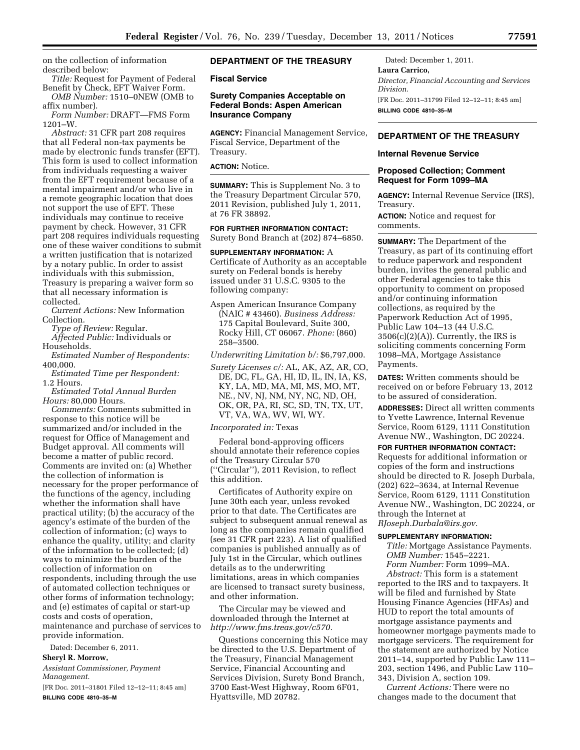on the collection of information described below:

*Title:* Request for Payment of Federal Benefit by Check, EFT Waiver Form.

*OMB Number:* 1510–0NEW (OMB to affix number).

*Form Number:* DRAFT—FMS Form 1201–W.

*Abstract:* 31 CFR part 208 requires that all Federal non-tax payments be made by electronic funds transfer (EFT). This form is used to collect information from individuals requesting a waiver from the EFT requirement because of a mental impairment and/or who live in a remote geographic location that does not support the use of EFT. These individuals may continue to receive payment by check. However, 31 CFR part 208 requires individuals requesting one of these waiver conditions to submit a written justification that is notarized by a notary public. In order to assist individuals with this submission, Treasury is preparing a waiver form so that all necessary information is collected.

*Current Actions:* New Information Collection.

*Type of Review:* Regular.

*Affected Public:* Individuals or Households.

*Estimated Number of Respondents:* 400,000.

*Estimated Time per Respondent:* 1.2 Hours.

*Estimated Total Annual Burden Hours:* 80,000 Hours.

*Comments:* Comments submitted in response to this notice will be summarized and/or included in the request for Office of Management and Budget approval. All comments will become a matter of public record. Comments are invited on: (a) Whether the collection of information is necessary for the proper performance of the functions of the agency, including whether the information shall have practical utility; (b) the accuracy of the agency's estimate of the burden of the collection of information; (c) ways to enhance the quality, utility; and clarity of the information to be collected; (d) ways to minimize the burden of the collection of information on respondents, including through the use of automated collection techniques or other forms of information technology; and (e) estimates of capital or start-up costs and costs of operation, maintenance and purchase of services to provide information.

Dated: December 6, 2011.

**Sheryl R. Morrow,**

*Assistant Commissioner, Payment Management.*

[FR Doc. 2011–31801 Filed 12–12–11; 8:45 am]

**BILLING CODE 4810–35–M**

---

## DEPARTMENT OF THE TREASURY

### Fiscal Service

### Surety Companies Acceptable on Federal Bonds: Aspen American Insurance Company

**AGENCY:** Financial Management Service, Fiscal Service, Department of the Treasury.

**ACTION:** Notice.

**SUMMARY:** This is Supplement No. 3 to the Treasury Department Circular 570, 2011 Revision, published July 1, 2011, at 76 FR 38892.

**FOR FURTHER INFORMATION CONTACT:** Surety Bond Branch at (202) 874–6850.

**SUPPLEMENTARY INFORMATION:** A Certificate of Authority as an acceptable surety on Federal bonds is hereby issued under 31 U.S.C. 9305 to the following company:

Aspen American Insurance Company (NAIC # 43460). *Business Address:* 175 Capital Boulevard, Suite 300, Rocky Hill, CT 06067. *Phone:* (860) 258–3500.

*Underwriting Limitation b/:* $6,797,000.

*Surety Licenses c/:* AL, AK, AZ, AR, CO, DE, DC, FL, GA, HI, ID, IL, IN, IA, KS, KY, LA, MD, MA, MI, MS, MO, MT, NE., NV, NJ, NM, NY, NC, ND, OH, OK, OR, PA, RI, SC, SD, TN, TX, UT, VT, VA, WA, WV, WI, WY.

*Incorporated in:* Texas

Federal bond-approving officers should annotate their reference copies of the Treasury Circular 570 (''Circular''), 2011 Revision, to reflect this addition.

Certificates of Authority expire on June 30th each year, unless revoked prior to that date. The Certificates are subject to subsequent annual renewal as long as the companies remain qualified (see 31 CFR part 223). A list of qualified companies is published annually as of July 1st in the Circular, which outlines details as to the underwriting limitations, areas in which companies are licensed to transact surety business, and other information.

The Circular may be viewed and downloaded through the Internet at *http://www.fms.treas.gov/c570.*

Questions concerning this Notice may be directed to the U.S. Department of the Treasury, Financial Management Service, Financial Accounting and Services Division, Surety Bond Branch, 3700 East-West Highway, Room 6F01, Hyattsville, MD 20782.

Dated: December 1, 2011.

**Laura Carrico,**

*Director, Financial Accounting and Services Division.*

[FR Doc. 2011–31799 Filed 12–12–11; 8:45 am]

**BILLING CODE 4810–35–M**

---

## DEPARTMENT OF THE TREASURY

### Internal Revenue Service

### Proposed Collection; Comment Request for Form 1099–MA

**AGENCY:** Internal Revenue Service (IRS), Treasury.

**ACTION:** Notice and request for comments.

**SUMMARY:** The Department of the Treasury, as part of its continuing effort to reduce paperwork and respondent burden, invites the general public and other Federal agencies to take this opportunity to comment on proposed and/or continuing information collections, as required by the Paperwork Reduction Act of 1995, Public Law 104–13 (44 U.S.C. 3506(c)(2)(A)). Currently, the IRS is soliciting comments concerning Form 1098–MA, Mortgage Assistance Payments.

**DATES:** Written comments should be received on or before February 13, 2012 to be assured of consideration.

**ADDRESSES:** Direct all written comments to Yvette Lawrence, Internal Revenue Service, Room 6129, 1111 Constitution Avenue NW., Washington, DC 20224.

**FOR FURTHER INFORMATION CONTACT:** Requests for additional information or copies of the form and instructions should be directed to R. Joseph Durbala, (202) 622–3634, at Internal Revenue Service, Room 6129, 1111 Constitution Avenue NW., Washington, DC 20224, or through the Internet at *RJoseph.Durbala@irs.gov.*

**SUPPLEMENTARY INFORMATION:**

*Title:* Mortgage Assistance Payments.

*OMB Number:* 1545–2221.

*Form Number:* Form 1099–MA.

*Abstract:* This form is a statement reported to the IRS and to taxpayers. It will be filed and furnished by State Housing Finance Agencies (HFAs) and HUD to report the total amounts of mortgage assistance payments and homeowner mortgage payments made to mortgage servicers. The requirement for the statement are authorized by Notice 2011–14, supported by Public Law 111–203, section 1496, and Public Law 110–343, Division A, section 109.

*Current Actions:* There were no changes made to the document that